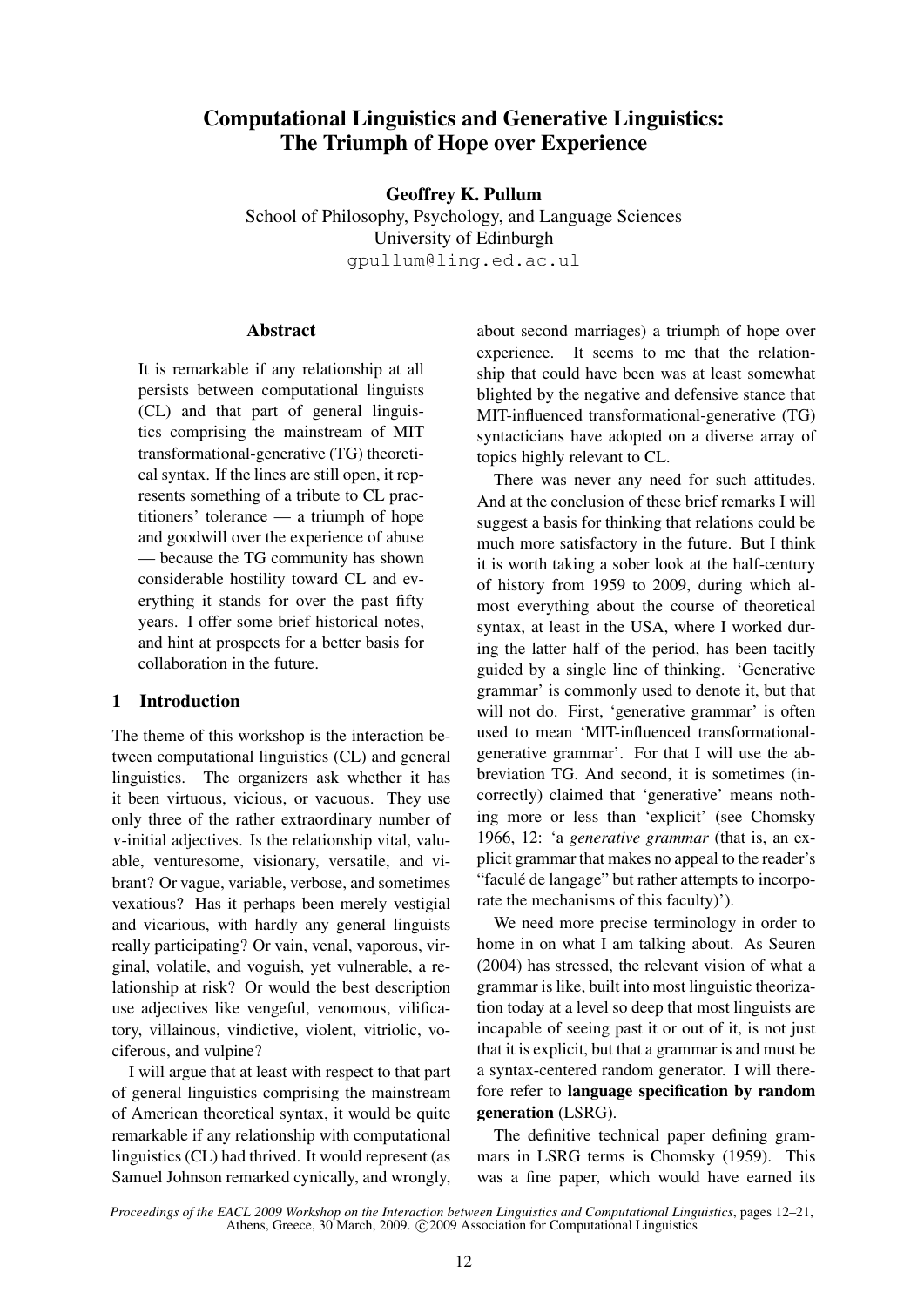# Computational Linguistics and Generative Linguistics: The Triumph of Hope over Experience

**Geoffrey K. Pullum**
School of Philosophy, Psychology, and Language Sciences
University of Edinburgh
gpullum@ling.ed.ac.ul

## Abstract

It is remarkable if any relationship at all persists between computational linguists (CL) and that part of general linguistics comprising the mainstream of MIT transformational-generative (TG) theoretical syntax. If the lines are still open, it represents something of a tribute to CL practitioners' tolerance — a triumph of hope and goodwill over the experience of abuse — because the TG community has shown considerable hostility toward CL and everything it stands for over the past fifty years. I offer some brief historical notes, and hint at prospects for a better basis for collaboration in the future.

## 1 Introduction

The theme of this workshop is the interaction between computational linguistics (CL) and general linguistics. The organizers ask whether it has it been virtuous, vicious, or vacuous. They use only three of the rather extraordinary number of *v*-initial adjectives. Is the relationship vital, valuable, venturesome, visionary, versatile, and vibrant? Or vague, variable, verbose, and sometimes vexatious? Has it perhaps been merely vestigial and vicarious, with hardly any general linguists really participating? Or vain, venal, vaporous, virginal, volatile, and voguish, yet vulnerable, a relationship at risk? Or would the best description use adjectives like vengeful, venomous, vilificatory, villainous, vindictive, violent, vitriolic, vociferous, and vulpine?

I will argue that at least with respect to that part of general linguistics comprising the mainstream of American theoretical syntax, it would be quite remarkable if any relationship with computational linguistics (CL) had thrived. It would represent (as Samuel Johnson remarked cynically, and wrongly, about second marriages) a triumph of hope over experience. It seems to me that the relationship that could have been was at least somewhat blighted by the negative and defensive stance that MIT-influenced transformational-generative (TG) syntacticians have adopted on a diverse array of topics highly relevant to CL.

There was never any need for such attitudes. And at the conclusion of these brief remarks I will suggest a basis for thinking that relations could be much more satisfactory in the future. But I think it is worth taking a sober look at the half-century of history from 1959 to 2009, during which almost everything about the course of theoretical syntax, at least in the USA, where I worked during the latter half of the period, has been tacitly guided by a single line of thinking. 'Generative grammar' is commonly used to denote it, but that will not do. First, 'generative grammar' is often used to mean 'MIT-influenced transformational-generative grammar'. For that I will use the abbreviation TG. And second, it is sometimes (incorrectly) claimed that 'generative' means nothing more or less than 'explicit' (see Chomsky 1966, 12: 'a *generative grammar* (that is, an explicit grammar that makes no appeal to the reader's "faculé de langage" but rather attempts to incorporate the mechanisms of this faculty)').

We need more precise terminology in order to home in on what I am talking about. As Seuren (2004) has stressed, the relevant vision of what a grammar is like, built into most linguistic theorization today at a level so deep that most linguists are incapable of seeing past it or out of it, is not just that it is explicit, but that a grammar is and must be a syntax-centered random generator. I will therefore refer to **language specification by random generation** (LSRG).

The definitive technical paper defining grammars in LSRG terms is Chomsky (1959). This was a fine paper, which would have earned its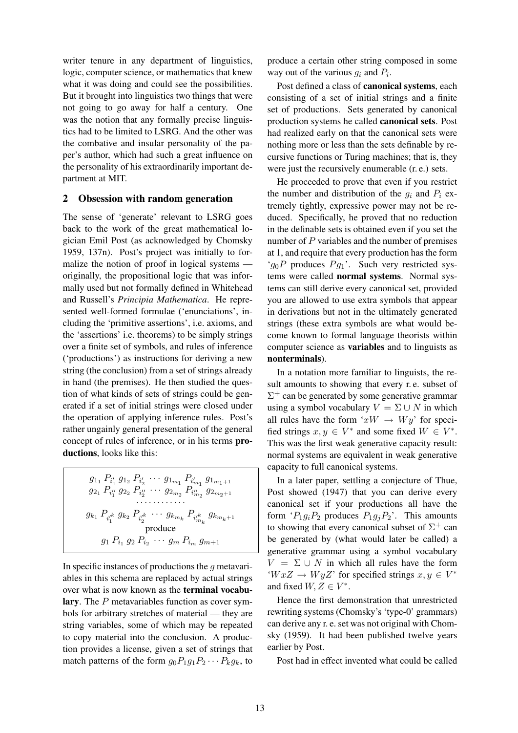writer tenure in any department of linguistics, logic, computer science, or mathematics that knew what it was doing and could see the possibilities. But it brought into linguistics two things that were not going to go away for half a century. One was the notion that any formally precise linguistics had to be limited to LSRG. And the other was the combative and insular personality of the paper's author, which had such a great influence on the personality of his extraordinarily important department at MIT.

## 2 Obsession with random generation

The sense of 'generate' relevant to LSRG goes back to the work of the great mathematical logician Emil Post (as acknowledged by Chomsky 1959, 137n). Post's project was initially to formalize the notion of proof in logical systems — originally, the propositional logic that was informally used but not formally defined in Whitehead and Russell's *Principia Mathematica*. He represented well-formed formulae ('enunciations', including the 'primitive assertions', i.e. axioms, and the 'assertions' i.e. theorems) to be simply strings over a finite set of symbols, and rules of inference ('productions') as instructions for deriving a new string (the conclusion) from a set of strings already in hand (the premises). He then studied the question of what kinds of sets of strings could be generated if a set of initial strings were closed under the operation of applying inference rules. Post's rather ungainly general presentation of the general concept of rules of inference, or in his terms **productions**, looks like this:

$$
\begin{array}{c}
g_{1_1}\ P_{i'_1}\ g_{1_2}\ P_{i'_2}\ \cdots\ g_{1_{m_1}}\ P_{i'_{m_1}}\ g_{1_{m_1+1}} \\
g_{2_1}\ P_{i''_1}\ g_{2_2}\ P_{i''_2}\ \cdots\ g_{2_{m_2}}\ P_{i''_{m_2}}\ g_{2_{m_2+1}} \\
\cdots\cdots\cdots\cdots \\
g_{k_1}\ P_{i^{\prime k}_1}\ g_{k_2}\ P_{i^{\prime k}_2}\ \cdots\ g_{k_{m_k}}\ P_{i^{\prime k}_{m_k}}\ g_{k_{m_k+1}} \\
\text{produce} \\
g_1\ P_{i_1}\ g_2\ P_{i_2}\ \cdots\ g_m\ P_{i_m}\ g_{m+1}
\end{array}
$$

In specific instances of productions the $g$ metavariables in this schema are replaced by actual strings over what is now known as the **terminal vocabulary**. The $P$ metavariables function as cover symbols for arbitrary stretches of material — they are string variables, some of which may be repeated to copy material into the conclusion. A production provides a license, given a set of strings that match patterns of the form $g_0 P_1 g_1 P_2 \cdots P_k g_k$, to produce a certain other string composed in some way out of the various $g_i$ and $P_i$.

Post defined a class of **canonical systems**, each consisting of a set of initial strings and a finite set of productions. Sets generated by canonical production systems he called **canonical sets**. Post had realized early on that the canonical sets were nothing more or less than the sets definable by recursive functions or Turing machines; that is, they were just the recursively enumerable (r. e.) sets.

He proceeded to prove that even if you restrict the number and distribution of the $g_i$ and $P_i$ extremely tightly, expressive power may not be reduced. Specifically, he proved that no reduction in the definable sets is obtained even if you set the number of $P$ variables and the number of premises at 1, and require that every production has the form '$g_0 P$ produces $P g_1$'. Such very restricted systems were called **normal systems**. Normal systems can still derive every canonical set, provided you are allowed to use extra symbols that appear in derivations but not in the ultimately generated strings (these extra symbols are what would become known to formal language theorists within computer science as **variables** and to linguists as **nonterminals**).

In a notation more familiar to linguists, the result amounts to showing that every r. e. subset of $\Sigma^+$ can be generated by some generative grammar using a symbol vocabulary $V = \Sigma \cup N$ in which all rules have the form '$xW \rightarrow Wy$' for specified strings $x, y \in V^*$ and some fixed $W \in V^*$. This was the first weak generative capacity result: normal systems are equivalent in weak generative capacity to full canonical systems.

In a later paper, settling a conjecture of Thue, Post showed (1947) that you can derive every canonical set if your productions all have the form '$P_1 g_i P_2$ produces $P_1 g_j P_2$'. This amounts to showing that every canonical subset of $\Sigma^+$ can be generated by (what would later be called) a generative grammar using a symbol vocabulary $V = \Sigma \cup N$ in which all rules have the form '$WxZ \rightarrow WyZ$' for specified strings $x, y \in V^*$ and fixed $W, Z \in V^*$.

Hence the first demonstration that unrestricted rewriting systems (Chomsky's 'type-0' grammars) can derive any r. e. set was not original with Chomsky (1959). It had been published twelve years earlier by Post.

Post had in effect invented what could be called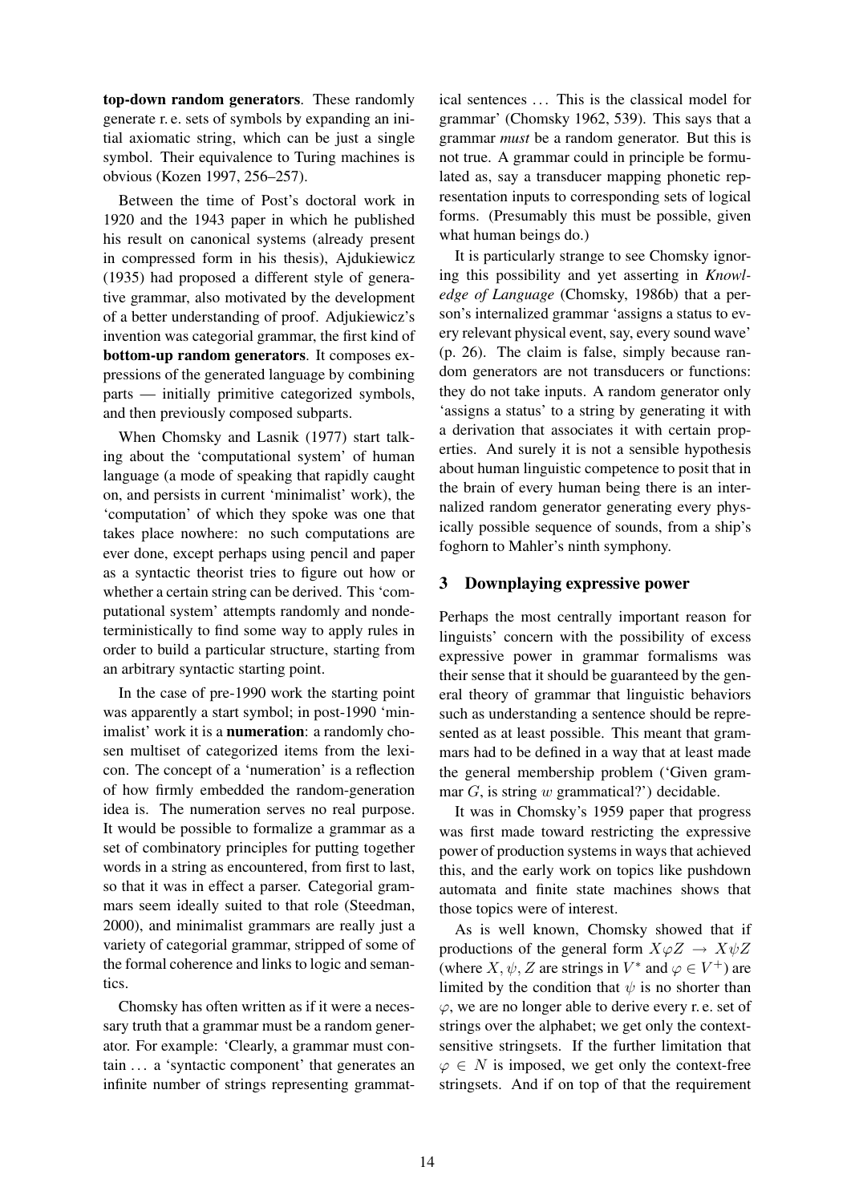**top-down random generators**. These randomly generate r. e. sets of symbols by expanding an initial axiomatic string, which can be just a single symbol. Their equivalence to Turing machines is obvious (Kozen 1997, 256–257).

Between the time of Post's doctoral work in 1920 and the 1943 paper in which he published his result on canonical systems (already present in compressed form in his thesis), Ajdukiewicz (1935) had proposed a different style of generative grammar, also motivated by the development of a better understanding of proof. Adjukiewicz's invention was categorial grammar, the first kind of **bottom-up random generators**. It composes expressions of the generated language by combining parts — initially primitive categorized symbols, and then previously composed subparts.

When Chomsky and Lasnik (1977) start talking about the 'computational system' of human language (a mode of speaking that rapidly caught on, and persists in current 'minimalist' work), the 'computation' of which they spoke was one that takes place nowhere: no such computations are ever done, except perhaps using pencil and paper as a syntactic theorist tries to figure out how or whether a certain string can be derived. This 'computational system' attempts randomly and nondeterministically to find some way to apply rules in order to build a particular structure, starting from an arbitrary syntactic starting point.

In the case of pre-1990 work the starting point was apparently a start symbol; in post-1990 'minimalist' work it is a **numeration**: a randomly chosen multiset of categorized items from the lexicon. The concept of a 'numeration' is a reflection of how firmly embedded the random-generation idea is. The numeration serves no real purpose. It would be possible to formalize a grammar as a set of combinatory principles for putting together words in a string as encountered, from first to last, so that it was in effect a parser. Categorial grammars seem ideally suited to that role (Steedman, 2000), and minimalist grammars are really just a variety of categorial grammar, stripped of some of the formal coherence and links to logic and semantics.

Chomsky has often written as if it were a necessary truth that a grammar must be a random generator. For example: 'Clearly, a grammar must contain … a 'syntactic component' that generates an infinite number of strings representing grammatical sentences … This is the classical model for grammar' (Chomsky 1962, 539). This says that a grammar *must* be a random generator. But this is not true. A grammar could in principle be formulated as, say a transducer mapping phonetic representation inputs to corresponding sets of logical forms. (Presumably this must be possible, given what human beings do.)

It is particularly strange to see Chomsky ignoring this possibility and yet asserting in *Knowledge of Language* (Chomsky, 1986b) that a person's internalized grammar 'assigns a status to every relevant physical event, say, every sound wave' (p. 26). The claim is false, simply because random generators are not transducers or functions: they do not take inputs. A random generator only 'assigns a status' to a string by generating it with a derivation that associates it with certain properties. And surely it is not a sensible hypothesis about human linguistic competence to posit that in the brain of every human being there is an internalized random generator generating every physically possible sequence of sounds, from a ship's foghorn to Mahler's ninth symphony.

## 3 Downplaying expressive power

Perhaps the most centrally important reason for linguists' concern with the possibility of excess expressive power in grammar formalisms was their sense that it should be guaranteed by the general theory of grammar that linguistic behaviors such as understanding a sentence should be represented as at least possible. This meant that grammars had to be defined in a way that at least made the general membership problem ('Given grammar $G$, is string $w$ grammatical?') decidable.

It was in Chomsky's 1959 paper that progress was first made toward restricting the expressive power of production systems in ways that achieved this, and the early work on topics like pushdown automata and finite state machines shows that those topics were of interest.

As is well known, Chomsky showed that if productions of the general form $X\varphi Z \rightarrow X\psi Z$ (where $X, \psi, Z$ are strings in $V^*$ and $\varphi \in V^+$) are limited by the condition that $\psi$ is no shorter than $\varphi$, we are no longer able to derive every r. e. set of strings over the alphabet; we get only the context-sensitive stringsets. If the further limitation that $\varphi \in N$ is imposed, we get only the context-free stringsets. And if on top of that the requirement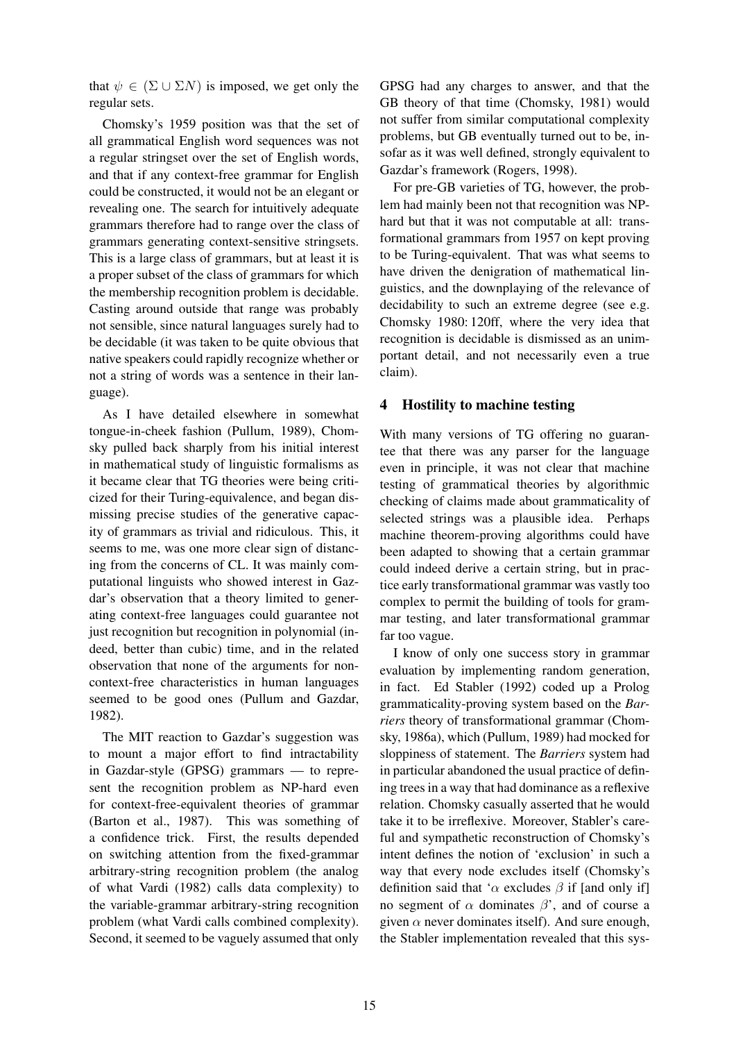that $\psi \in (\Sigma \cup \Sigma N)$ is imposed, we get only the regular sets.

Chomsky's 1959 position was that the set of all grammatical English word sequences was not a regular stringset over the set of English words, and that if any context-free grammar for English could be constructed, it would not be an elegant or revealing one. The search for intuitively adequate grammars therefore had to range over the class of grammars generating context-sensitive stringsets. This is a large class of grammars, but at least it is a proper subset of the class of grammars for which the membership recognition problem is decidable. Casting around outside that range was probably not sensible, since natural languages surely had to be decidable (it was taken to be quite obvious that native speakers could rapidly recognize whether or not a string of words was a sentence in their language).

As I have detailed elsewhere in somewhat tongue-in-cheek fashion (Pullum, 1989), Chomsky pulled back sharply from his initial interest in mathematical study of linguistic formalisms as it became clear that TG theories were being criticized for their Turing-equivalence, and began dismissing precise studies of the generative capacity of grammars as trivial and ridiculous. This, it seems to me, was one more clear sign of distancing from the concerns of CL. It was mainly computational linguists who showed interest in Gazdar's observation that a theory limited to generating context-free languages could guarantee not just recognition but recognition in polynomial (indeed, better than cubic) time, and in the related observation that none of the arguments for non-context-free characteristics in human languages seemed to be good ones (Pullum and Gazdar, 1982).

The MIT reaction to Gazdar's suggestion was to mount a major effort to find intractability in Gazdar-style (GPSG) grammars — to represent the recognition problem as NP-hard even for context-free-equivalent theories of grammar (Barton et al., 1987). This was something of a confidence trick. First, the results depended on switching attention from the fixed-grammar arbitrary-string recognition problem (the analog of what Vardi (1982) calls data complexity) to the variable-grammar arbitrary-string recognition problem (what Vardi calls combined complexity). Second, it seemed to be vaguely assumed that only GPSG had any charges to answer, and that the GB theory of that time (Chomsky, 1981) would not suffer from similar computational complexity problems, but GB eventually turned out to be, insofar as it was well defined, strongly equivalent to Gazdar's framework (Rogers, 1998).

For pre-GB varieties of TG, however, the problem had mainly been not that recognition was NP-hard but that it was not computable at all: transformational grammars from 1957 on kept proving to be Turing-equivalent. That was what seems to have driven the denigration of mathematical linguistics, and the downplaying of the relevance of decidability to such an extreme degree (see e.g. Chomsky 1980: 120ff, where the very idea that recognition is decidable is dismissed as an unimportant detail, and not necessarily even a true claim).

## 4 Hostility to machine testing

With many versions of TG offering no guarantee that there was any parser for the language even in principle, it was not clear that machine testing of grammatical theories by algorithmic checking of claims made about grammaticality of selected strings was a plausible idea. Perhaps machine theorem-proving algorithms could have been adapted to showing that a certain grammar could indeed derive a certain string, but in practice early transformational grammar was vastly too complex to permit the building of tools for grammar testing, and later transformational grammar far too vague.

I know of only one success story in grammar evaluation by implementing random generation, in fact. Ed Stabler (1992) coded up a Prolog grammaticality-proving system based on the *Barriers* theory of transformational grammar (Chomsky, 1986a), which (Pullum, 1989) had mocked for sloppiness of statement. The *Barriers* system had in particular abandoned the usual practice of defining trees in a way that had dominance as a reflexive relation. Chomsky casually asserted that he would take it to be irreflexive. Moreover, Stabler's careful and sympathetic reconstruction of Chomsky's intent defines the notion of 'exclusion' in such a way that every node excludes itself (Chomsky's definition said that '$\alpha$ excludes $\beta$ if [and only if] no segment of $\alpha$ dominates $\beta$', and of course a given $\alpha$ never dominates itself). And sure enough, the Stabler implementation revealed that this sys-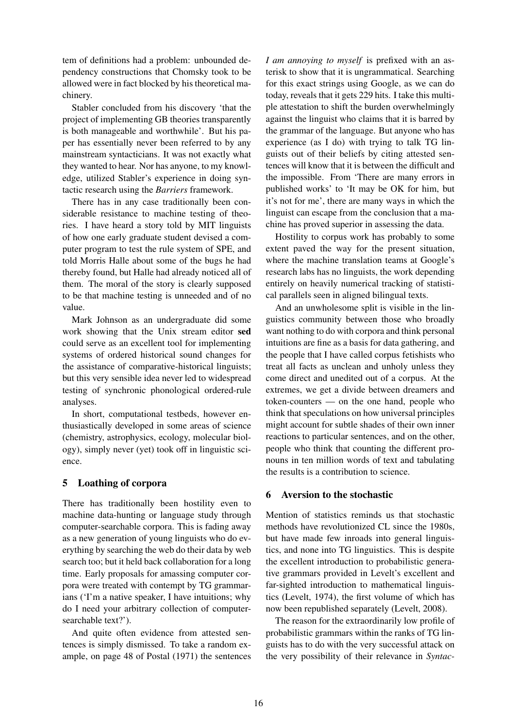tem of definitions had a problem: unbounded dependency constructions that Chomsky took to be allowed were in fact blocked by his theoretical machinery.

Stabler concluded from his discovery 'that the project of implementing GB theories transparently is both manageable and worthwhile'. But his paper has essentially never been referred to by any mainstream syntacticians. It was not exactly what they wanted to hear. Nor has anyone, to my knowledge, utilized Stabler's experience in doing syntactic research using the *Barriers* framework.

There has in any case traditionally been considerable resistance to machine testing of theories. I have heard a story told by MIT linguists of how one early graduate student devised a computer program to test the rule system of SPE, and told Morris Halle about some of the bugs he had thereby found, but Halle had already noticed all of them. The moral of the story is clearly supposed to be that machine testing is unneeded and of no value.

Mark Johnson as an undergraduate did some work showing that the Unix stream editor **sed** could serve as an excellent tool for implementing systems of ordered historical sound changes for the assistance of comparative-historical linguists; but this very sensible idea never led to widespread testing of synchronic phonological ordered-rule analyses.

In short, computational testbeds, however enthusiastically developed in some areas of science (chemistry, astrophysics, ecology, molecular biology), simply never (yet) took off in linguistic science.

## 5 Loathing of corpora

There has traditionally been hostility even to machine data-hunting or language study through computer-searchable corpora. This is fading away as a new generation of young linguists who do everything by searching the web do their data by web search too; but it held back collaboration for a long time. Early proposals for amassing computer corpora were treated with contempt by TG grammarians ('I'm a native speaker, I have intuitions; why do I need your arbitrary collection of computer-searchable text?').

And quite often evidence from attested sentences is simply dismissed. To take a random example, on page 48 of Postal (1971) the sentences *I am annoying to myself* is prefixed with an asterisk to show that it is ungrammatical. Searching for this exact strings using Google, as we can do today, reveals that it gets 229 hits. I take this multiple attestation to shift the burden overwhelmingly against the linguist who claims that it is barred by the grammar of the language. But anyone who has experience (as I do) with trying to talk TG linguists out of their beliefs by citing attested sentences will know that it is between the difficult and the impossible. From 'There are many errors in published works' to 'It may be OK for him, but it's not for me', there are many ways in which the linguist can escape from the conclusion that a machine has proved superior in assessing the data.

Hostility to corpus work has probably to some extent paved the way for the present situation, where the machine translation teams at Google's research labs has no linguists, the work depending entirely on heavily numerical tracking of statistical parallels seen in aligned bilingual texts.

And an unwholesome split is visible in the linguistics community between those who broadly want nothing to do with corpora and think personal intuitions are fine as a basis for data gathering, and the people that I have called corpus fetishists who treat all facts as unclean and unholy unless they come direct and unedited out of a corpus. At the extremes, we get a divide between dreamers and token-counters — on the one hand, people who think that speculations on how universal principles might account for subtle shades of their own inner reactions to particular sentences, and on the other, people who think that counting the different pronouns in ten million words of text and tabulating the results is a contribution to science.

## 6 Aversion to the stochastic

Mention of statistics reminds us that stochastic methods have revolutionized CL since the 1980s, but have made few inroads into general linguistics, and none into TG linguistics. This is despite the excellent introduction to probabilistic generative grammars provided in Levelt's excellent and far-sighted introduction to mathematical linguistics (Levelt, 1974), the first volume of which has now been republished separately (Levelt, 2008).

The reason for the extraordinarily low profile of probabilistic grammars within the ranks of TG linguists has to do with the very successful attack on the very possibility of their relevance in *Syntac-*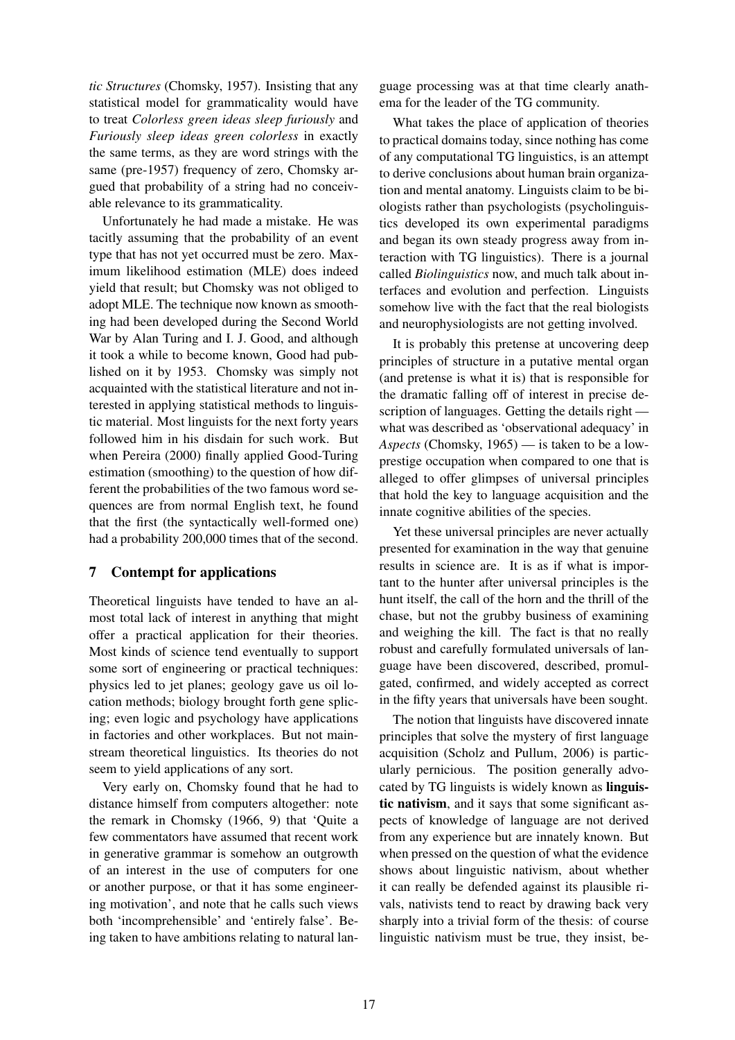*tic Structures* (Chomsky, 1957). Insisting that any statistical model for grammaticality would have to treat *Colorless green ideas sleep furiously* and *Furiously sleep ideas green colorless* in exactly the same terms, as they are word strings with the same (pre-1957) frequency of zero, Chomsky argued that probability of a string had no conceivable relevance to its grammaticality.

Unfortunately he had made a mistake. He was tacitly assuming that the probability of an event type that has not yet occurred must be zero. Maximum likelihood estimation (MLE) does indeed yield that result; but Chomsky was not obliged to adopt MLE. The technique now known as smoothing had been developed during the Second World War by Alan Turing and I. J. Good, and although it took a while to become known, Good had published on it by 1953. Chomsky was simply not acquainted with the statistical literature and not interested in applying statistical methods to linguistic material. Most linguists for the next forty years followed him in his disdain for such work. But when Pereira (2000) finally applied Good-Turing estimation (smoothing) to the question of how different the probabilities of the two famous word sequences are from normal English text, he found that the first (the syntactically well-formed one) had a probability 200,000 times that of the second.

## 7 Contempt for applications

Theoretical linguists have tended to have an almost total lack of interest in anything that might offer a practical application for their theories. Most kinds of science tend eventually to support some sort of engineering or practical techniques: physics led to jet planes; geology gave us oil location methods; biology brought forth gene splicing; even logic and psychology have applications in factories and other workplaces. But not mainstream theoretical linguistics. Its theories do not seem to yield applications of any sort.

Very early on, Chomsky found that he had to distance himself from computers altogether: note the remark in Chomsky (1966, 9) that 'Quite a few commentators have assumed that recent work in generative grammar is somehow an outgrowth of an interest in the use of computers for one or another purpose, or that it has some engineering motivation', and note that he calls such views both 'incomprehensible' and 'entirely false'. Being taken to have ambitions relating to natural language processing was at that time clearly anathema for the leader of the TG community.

What takes the place of application of theories to practical domains today, since nothing has come of any computational TG linguistics, is an attempt to derive conclusions about human brain organization and mental anatomy. Linguists claim to be biologists rather than psychologists (psycholinguistics developed its own experimental paradigms and began its own steady progress away from interaction with TG linguistics). There is a journal called *Biolinguistics* now, and much talk about interfaces and evolution and perfection. Linguists somehow live with the fact that the real biologists and neurophysiologists are not getting involved.

It is probably this pretense at uncovering deep principles of structure in a putative mental organ (and pretense is what it is) that is responsible for the dramatic falling off of interest in precise description of languages. Getting the details right — what was described as 'observational adequacy' in *Aspects* (Chomsky, 1965) — is taken to be a low-prestige occupation when compared to one that is alleged to offer glimpses of universal principles that hold the key to language acquisition and the innate cognitive abilities of the species.

Yet these universal principles are never actually presented for examination in the way that genuine results in science are. It is as if what is important to the hunter after universal principles is the hunt itself, the call of the horn and the thrill of the chase, but not the grubby business of examining and weighing the kill. The fact is that no really robust and carefully formulated universals of language have been discovered, described, promulgated, confirmed, and widely accepted as correct in the fifty years that universals have been sought.

The notion that linguists have discovered innate principles that solve the mystery of first language acquisition (Scholz and Pullum, 2006) is particularly pernicious. The position generally advocated by TG linguists is widely known as **linguistic nativism**, and it says that some significant aspects of knowledge of language are not derived from any experience but are innately known. But when pressed on the question of what the evidence shows about linguistic nativism, about whether it can really be defended against its plausible rivals, nativists tend to react by drawing back very sharply into a trivial form of the thesis: of course linguistic nativism must be true, they insist, be-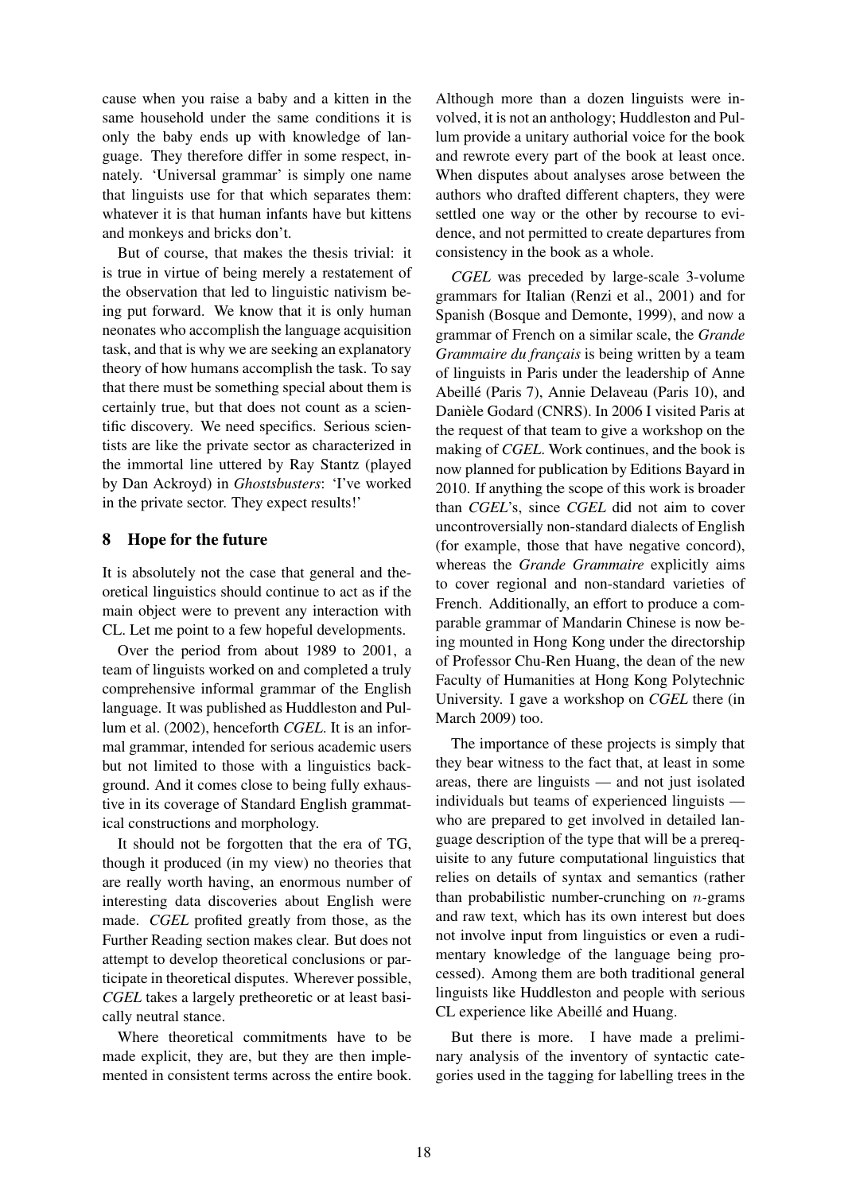cause when you raise a baby and a kitten in the same household under the same conditions it is only the baby ends up with knowledge of language. They therefore differ in some respect, innately. 'Universal grammar' is simply one name that linguists use for that which separates them: whatever it is that human infants have but kittens and monkeys and bricks don't.

But of course, that makes the thesis trivial: it is true in virtue of being merely a restatement of the observation that led to linguistic nativism being put forward. We know that it is only human neonates who accomplish the language acquisition task, and that is why we are seeking an explanatory theory of how humans accomplish the task. To say that there must be something special about them is certainly true, but that does not count as a scientific discovery. We need specifics. Serious scientists are like the private sector as characterized in the immortal line uttered by Ray Stantz (played by Dan Ackroyd) in *Ghostsbusters*: 'I've worked in the private sector. They expect results!'

## 8 Hope for the future

It is absolutely not the case that general and theoretical linguistics should continue to act as if the main object were to prevent any interaction with CL. Let me point to a few hopeful developments.

Over the period from about 1989 to 2001, a team of linguists worked on and completed a truly comprehensive informal grammar of the English language. It was published as Huddleston and Pullum et al. (2002), henceforth *CGEL*. It is an informal grammar, intended for serious academic users but not limited to those with a linguistics background. And it comes close to being fully exhaustive in its coverage of Standard English grammatical constructions and morphology.

It should not be forgotten that the era of TG, though it produced (in my view) no theories that are really worth having, an enormous number of interesting data discoveries about English were made. *CGEL* profited greatly from those, as the Further Reading section makes clear. But does not attempt to develop theoretical conclusions or participate in theoretical disputes. Wherever possible, *CGEL* takes a largely pretheoretic or at least basically neutral stance.

Where theoretical commitments have to be made explicit, they are, but they are then implemented in consistent terms across the entire book. Although more than a dozen linguists were involved, it is not an anthology; Huddleston and Pullum provide a unitary authorial voice for the book and rewrote every part of the book at least once. When disputes about analyses arose between the authors who drafted different chapters, they were settled one way or the other by recourse to evidence, and not permitted to create departures from consistency in the book as a whole.

*CGEL* was preceded by large-scale 3-volume grammars for Italian (Renzi et al., 2001) and for Spanish (Bosque and Demonte, 1999), and now a grammar of French on a similar scale, the *Grande Grammaire du français* is being written by a team of linguists in Paris under the leadership of Anne Abeillé (Paris 7), Annie Delaveau (Paris 10), and Danièle Godard (CNRS). In 2006 I visited Paris at the request of that team to give a workshop on the making of *CGEL*. Work continues, and the book is now planned for publication by Editions Bayard in 2010. If anything the scope of this work is broader than *CGEL*'s, since *CGEL* did not aim to cover uncontroversially non-standard dialects of English (for example, those that have negative concord), whereas the *Grande Grammaire* explicitly aims to cover regional and non-standard varieties of French. Additionally, an effort to produce a comparable grammar of Mandarin Chinese is now being mounted in Hong Kong under the directorship of Professor Chu-Ren Huang, the dean of the new Faculty of Humanities at Hong Kong Polytechnic University. I gave a workshop on *CGEL* there (in March 2009) too.

The importance of these projects is simply that they bear witness to the fact that, at least in some areas, there are linguists — and not just isolated individuals but teams of experienced linguists — who are prepared to get involved in detailed language description of the type that will be a prerequisite to any future computational linguistics that relies on details of syntax and semantics (rather than probabilistic number-crunching on $n$-grams and raw text, which has its own interest but does not involve input from linguistics or even a rudimentary knowledge of the language being processed). Among them are both traditional general linguists like Huddleston and people with serious CL experience like Abeillé and Huang.

But there is more. I have made a preliminary analysis of the inventory of syntactic categories used in the tagging for labelling trees in the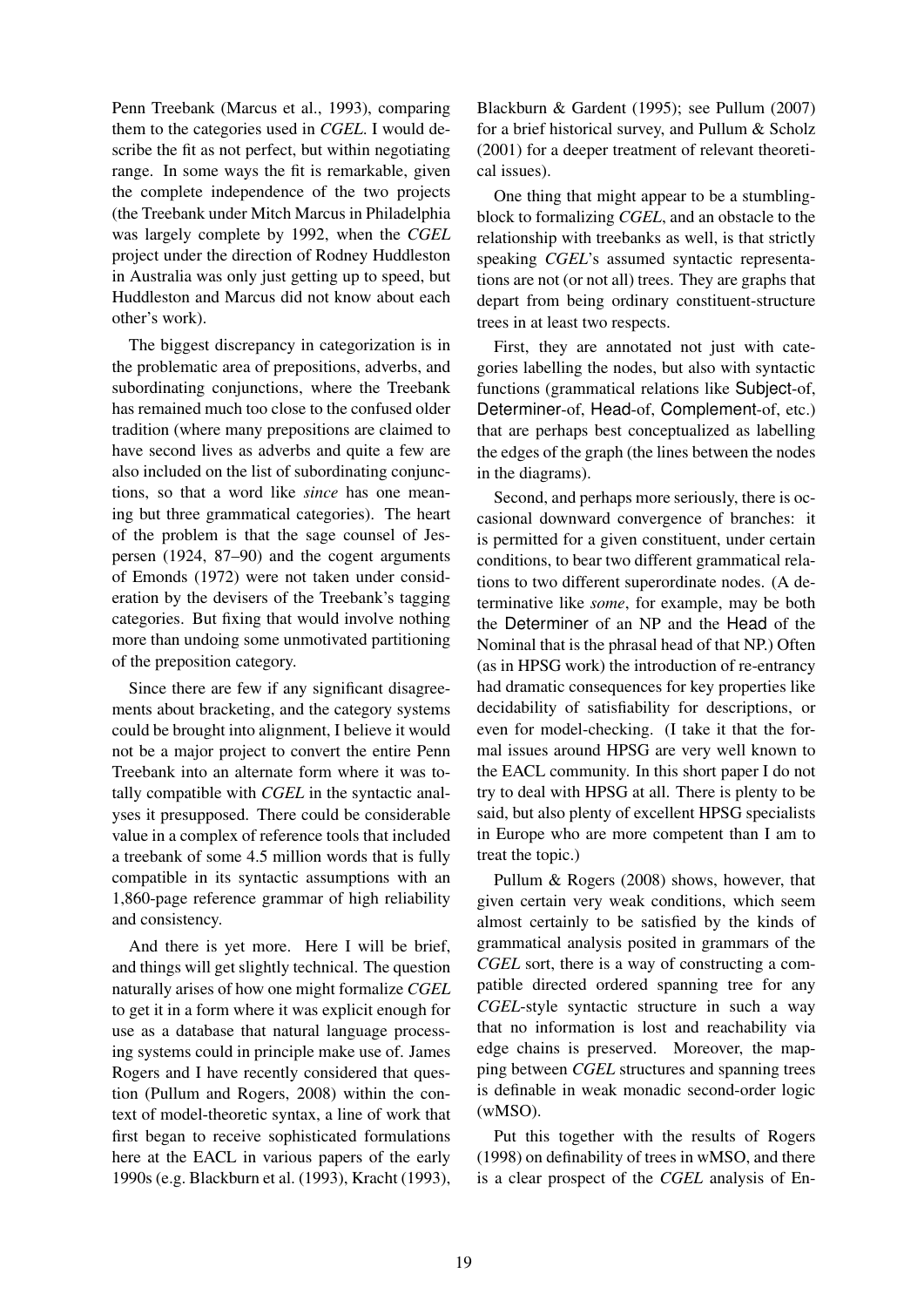Penn Treebank (Marcus et al., 1993), comparing them to the categories used in *CGEL*. I would describe the fit as not perfect, but within negotiating range. In some ways the fit is remarkable, given the complete independence of the two projects (the Treebank under Mitch Marcus in Philadelphia was largely complete by 1992, when the *CGEL* project under the direction of Rodney Huddleston in Australia was only just getting up to speed, but Huddleston and Marcus did not know about each other's work).

The biggest discrepancy in categorization is in the problematic area of prepositions, adverbs, and subordinating conjunctions, where the Treebank has remained much too close to the confused older tradition (where many prepositions are claimed to have second lives as adverbs and quite a few are also included on the list of subordinating conjunctions, so that a word like *since* has one meaning but three grammatical categories). The heart of the problem is that the sage counsel of Jespersen (1924, 87–90) and the cogent arguments of Emonds (1972) were not taken under consideration by the devisers of the Treebank's tagging categories. But fixing that would involve nothing more than undoing some unmotivated partitioning of the preposition category.

Since there are few if any significant disagreements about bracketing, and the category systems could be brought into alignment, I believe it would not be a major project to convert the entire Penn Treebank into an alternate form where it was totally compatible with *CGEL* in the syntactic analyses it presupposed. There could be considerable value in a complex of reference tools that included a treebank of some 4.5 million words that is fully compatible in its syntactic assumptions with an 1,860-page reference grammar of high reliability and consistency.

And there is yet more. Here I will be brief, and things will get slightly technical. The question naturally arises of how one might formalize *CGEL* to get it in a form where it was explicit enough for use as a database that natural language processing systems could in principle make use of. James Rogers and I have recently considered that question (Pullum and Rogers, 2008) within the context of model-theoretic syntax, a line of work that first began to receive sophisticated formulations here at the EACL in various papers of the early 1990s (e.g. Blackburn et al. (1993), Kracht (1993), Blackburn & Gardent (1995); see Pullum (2007) for a brief historical survey, and Pullum & Scholz (2001) for a deeper treatment of relevant theoretical issues).

One thing that might appear to be a stumbling-block to formalizing *CGEL*, and an obstacle to the relationship with treebanks as well, is that strictly speaking *CGEL*'s assumed syntactic representations are not (or not all) trees. They are graphs that depart from being ordinary constituent-structure trees in at least two respects.

First, they are annotated not just with categories labelling the nodes, but also with syntactic functions (grammatical relations like Subject-of, Determiner-of, Head-of, Complement-of, etc.) that are perhaps best conceptualized as labelling the edges of the graph (the lines between the nodes in the diagrams).

Second, and perhaps more seriously, there is occasional downward convergence of branches: it is permitted for a given constituent, under certain conditions, to bear two different grammatical relations to two different superordinate nodes. (A determinative like *some*, for example, may be both the Determiner of an NP and the Head of the Nominal that is the phrasal head of that NP.) Often (as in HPSG work) the introduction of re-entrancy had dramatic consequences for key properties like decidability of satisfiability for descriptions, or even for model-checking. (I take it that the formal issues around HPSG are very well known to the EACL community. In this short paper I do not try to deal with HPSG at all. There is plenty to be said, but also plenty of excellent HPSG specialists in Europe who are more competent than I am to treat the topic.)

Pullum & Rogers (2008) shows, however, that given certain very weak conditions, which seem almost certainly to be satisfied by the kinds of grammatical analysis posited in grammars of the *CGEL* sort, there is a way of constructing a compatible directed ordered spanning tree for any *CGEL*-style syntactic structure in such a way that no information is lost and reachability via edge chains is preserved. Moreover, the mapping between *CGEL* structures and spanning trees is definable in weak monadic second-order logic (wMSO).

Put this together with the results of Rogers (1998) on definability of trees in wMSO, and there is a clear prospect of the *CGEL* analysis of En-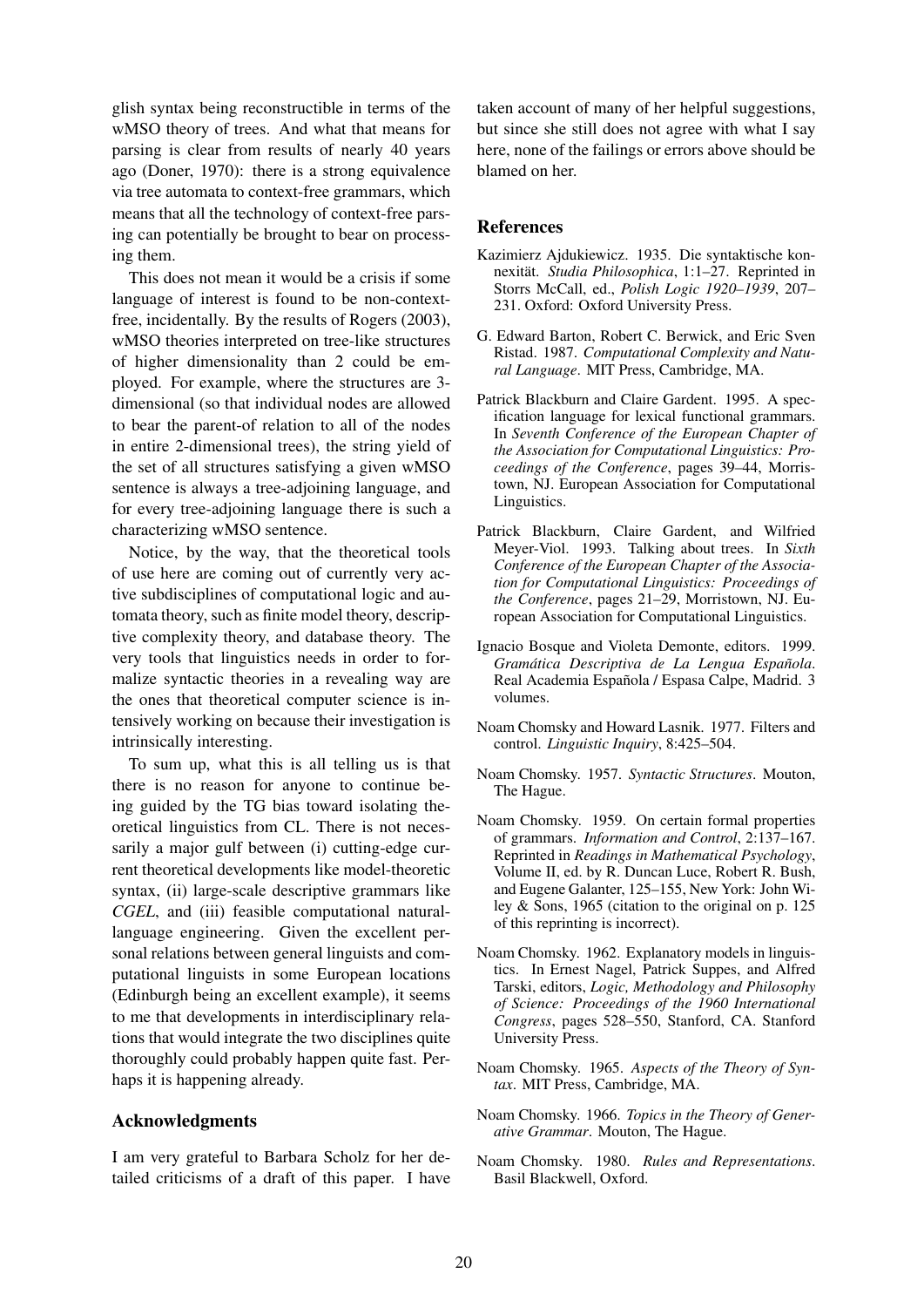glish syntax being reconstructible in terms of the wMSO theory of trees. And what that means for parsing is clear from results of nearly 40 years ago (Doner, 1970): there is a strong equivalence via tree automata to context-free grammars, which means that all the technology of context-free parsing can potentially be brought to bear on processing them.

This does not mean it would be a crisis if some language of interest is found to be non-context-free, incidentally. By the results of Rogers (2003), wMSO theories interpreted on tree-like structures of higher dimensionality than 2 could be employed. For example, where the structures are 3-dimensional (so that individual nodes are allowed to bear the parent-of relation to all of the nodes in entire 2-dimensional trees), the string yield of the set of all structures satisfying a given wMSO sentence is always a tree-adjoining language, and for every tree-adjoining language there is such a characterizing wMSO sentence.

Notice, by the way, that the theoretical tools of use here are coming out of currently very active subdisciplines of computational logic and automata theory, such as finite model theory, descriptive complexity theory, and database theory. The very tools that linguistics needs in order to formalize syntactic theories in a revealing way are the ones that theoretical computer science is intensively working on because their investigation is intrinsically interesting.

To sum up, what this is all telling us is that there is no reason for anyone to continue being guided by the TG bias toward isolating theoretical linguistics from CL. There is not necessarily a major gulf between (i) cutting-edge current theoretical developments like model-theoretic syntax, (ii) large-scale descriptive grammars like *CGEL*, and (iii) feasible computational natural-language engineering. Given the excellent personal relations between general linguists and computational linguists in some European locations (Edinburgh being an excellent example), it seems to me that developments in interdisciplinary relations that would integrate the two disciplines quite thoroughly could probably happen quite fast. Perhaps it is happening already.

## Acknowledgments

I am very grateful to Barbara Scholz for her detailed criticisms of a draft of this paper. I have taken account of many of her helpful suggestions, but since she still does not agree with what I say here, none of the failings or errors above should be blamed on her.

## References

Kazimierz Ajdukiewicz. 1935. Die syntaktische konnexität. *Studia Philosophica*, 1:1–27. Reprinted in Storrs McCall, ed., *Polish Logic 1920–1939*, 207–231. Oxford: Oxford University Press.

G. Edward Barton, Robert C. Berwick, and Eric Sven Ristad. 1987. *Computational Complexity and Natural Language*. MIT Press, Cambridge, MA.

Patrick Blackburn and Claire Gardent. 1995. A specification language for lexical functional grammars. In *Seventh Conference of the European Chapter of the Association for Computational Linguistics: Proceedings of the Conference*, pages 39–44, Morristown, NJ. European Association for Computational Linguistics.

Patrick Blackburn, Claire Gardent, and Wilfried Meyer-Viol. 1993. Talking about trees. In *Sixth Conference of the European Chapter of the Association for Computational Linguistics: Proceedings of the Conference*, pages 21–29, Morristown, NJ. European Association for Computational Linguistics.

Ignacio Bosque and Violeta Demonte, editors. 1999. *Gramática Descriptiva de La Lengua Española*. Real Academia Española / Espasa Calpe, Madrid. 3 volumes.

Noam Chomsky and Howard Lasnik. 1977. Filters and control. *Linguistic Inquiry*, 8:425–504.

Noam Chomsky. 1957. *Syntactic Structures*. Mouton, The Hague.

Noam Chomsky. 1959. On certain formal properties of grammars. *Information and Control*, 2:137–167. Reprinted in *Readings in Mathematical Psychology*, Volume II, ed. by R. Duncan Luce, Robert R. Bush, and Eugene Galanter, 125–155, New York: John Wiley & Sons, 1965 (citation to the original on p. 125 of this reprinting is incorrect).

Noam Chomsky. 1962. Explanatory models in linguistics. In Ernest Nagel, Patrick Suppes, and Alfred Tarski, editors, *Logic, Methodology and Philosophy of Science: Proceedings of the 1960 International Congress*, pages 528–550, Stanford, CA. Stanford University Press.

Noam Chomsky. 1965. *Aspects of the Theory of Syntax*. MIT Press, Cambridge, MA.

Noam Chomsky. 1966. *Topics in the Theory of Generative Grammar*. Mouton, The Hague.

Noam Chomsky. 1980. *Rules and Representations*. Basil Blackwell, Oxford.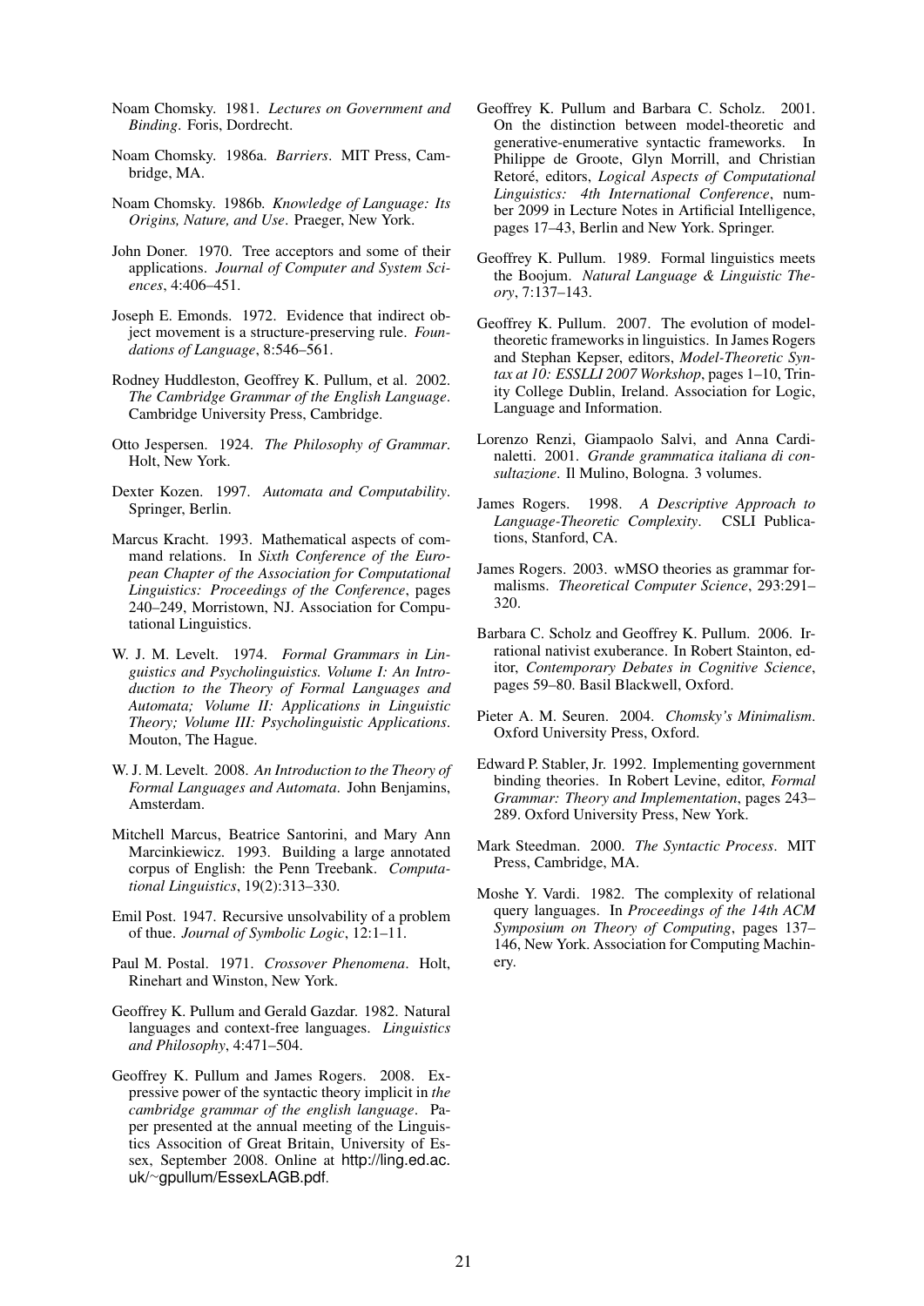Noam Chomsky. 1981. *Lectures on Government and Binding*. Foris, Dordrecht.

Noam Chomsky. 1986a. *Barriers*. MIT Press, Cambridge, MA.

Noam Chomsky. 1986b. *Knowledge of Language: Its Origins, Nature, and Use*. Praeger, New York.

John Doner. 1970. Tree acceptors and some of their applications. *Journal of Computer and System Sciences*, 4:406–451.

Joseph E. Emonds. 1972. Evidence that indirect object movement is a structure-preserving rule. *Foundations of Language*, 8:546–561.

Rodney Huddleston, Geoffrey K. Pullum, et al. 2002. *The Cambridge Grammar of the English Language*. Cambridge University Press, Cambridge.

Otto Jespersen. 1924. *The Philosophy of Grammar*. Holt, New York.

Dexter Kozen. 1997. *Automata and Computability*. Springer, Berlin.

Marcus Kracht. 1993. Mathematical aspects of command relations. In *Sixth Conference of the European Chapter of the Association for Computational Linguistics: Proceedings of the Conference*, pages 240–249, Morristown, NJ. Association for Computational Linguistics.

W. J. M. Levelt. 1974. *Formal Grammars in Linguistics and Psycholinguistics. Volume I: An Introduction to the Theory of Formal Languages and Automata; Volume II: Applications in Linguistic Theory; Volume III: Psycholinguistic Applications*. Mouton, The Hague.

W. J. M. Levelt. 2008. *An Introduction to the Theory of Formal Languages and Automata*. John Benjamins, Amsterdam.

Mitchell Marcus, Beatrice Santorini, and Mary Ann Marcinkiewicz. 1993. Building a large annotated corpus of English: the Penn Treebank. *Computational Linguistics*, 19(2):313–330.

Emil Post. 1947. Recursive unsolvability of a problem of thue. *Journal of Symbolic Logic*, 12:1–11.

Paul M. Postal. 1971. *Crossover Phenomena*. Holt, Rinehart and Winston, New York.

Geoffrey K. Pullum and Gerald Gazdar. 1982. Natural languages and context-free languages. *Linguistics and Philosophy*, 4:471–504.

Geoffrey K. Pullum and James Rogers. 2008. Expressive power of the syntactic theory implicit in *the cambridge grammar of the english language*. Paper presented at the annual meeting of the Linguistics Association of Great Britain, University of Essex, September 2008. Online at http://ling.ed.ac.uk/~gpullum/EssexLAGB.pdf.

Geoffrey K. Pullum and Barbara C. Scholz. 2001. On the distinction between model-theoretic and generative-enumerative syntactic frameworks. In Philippe de Groote, Glyn Morrill, and Christian Retoré, editors, *Logical Aspects of Computational Linguistics: 4th International Conference*, number 2099 in Lecture Notes in Artificial Intelligence, pages 17–43, Berlin and New York. Springer.

Geoffrey K. Pullum. 1989. Formal linguistics meets the Boojum. *Natural Language & Linguistic Theory*, 7:137–143.

Geoffrey K. Pullum. 2007. The evolution of model-theoretic frameworks in linguistics. In James Rogers and Stephan Kepser, editors, *Model-Theoretic Syntax at 10: ESSLLI 2007 Workshop*, pages 1–10, Trinity College Dublin, Ireland. Association for Logic, Language and Information.

Lorenzo Renzi, Giampaolo Salvi, and Anna Cardinaletti. 2001. *Grande grammatica italiana di consultazione*. Il Mulino, Bologna. 3 volumes.

James Rogers. 1998. *A Descriptive Approach to Language-Theoretic Complexity*. CSLI Publications, Stanford, CA.

James Rogers. 2003. wMSO theories as grammar formalisms. *Theoretical Computer Science*, 293:291–320.

Barbara C. Scholz and Geoffrey K. Pullum. 2006. Irrational nativist exuberance. In Robert Stainton, editor, *Contemporary Debates in Cognitive Science*, pages 59–80. Basil Blackwell, Oxford.

Pieter A. M. Seuren. 2004. *Chomsky's Minimalism*. Oxford University Press, Oxford.

Edward P. Stabler, Jr. 1992. Implementing government binding theories. In Robert Levine, editor, *Formal Grammar: Theory and Implementation*, pages 243–289. Oxford University Press, New York.

Mark Steedman. 2000. *The Syntactic Process*. MIT Press, Cambridge, MA.

Moshe Y. Vardi. 1982. The complexity of relational query languages. In *Proceedings of the 14th ACM Symposium on Theory of Computing*, pages 137–146, New York. Association for Computing Machinery.